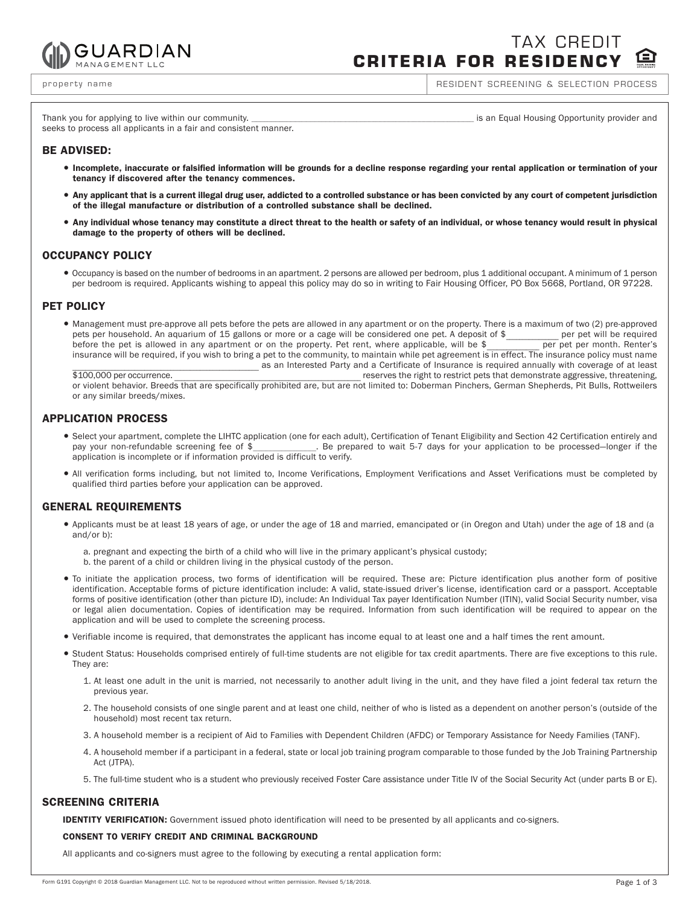GUARDIAN MANAGEMENT LLC

# TAX CREDIT CRITERIA FOR RESIDENCY

property name

RESIDENT SCREENING & SELECTION PROCESS

Thank you for applying to live within our community. ________________________________________________ is an Equal Housing Opportunity provider and seeks to process all applicants in a fair and consistent manner.

## BE ADVISED:

- **Incomplete, inaccurate or falsified information will be grounds for a decline response regarding your rental application or termination of your tenancy if discovered after the tenancy commences.**
- **Any applicant that is a current illegal drug user, addicted to a controlled substance or has been convicted by any court of competent jurisdiction of the illegal manufacture or distribution of a controlled substance shall be declined.**
- **Any individual whose tenancy may constitute a direct threat to the health or safety of an individual, or whose tenancy would result in physical damage to the property of others will be declined.**

## OCCUPANCY POLICY

- Occupancy is based on the number of bedrooms in an apartment. 2 persons are allowed per bedroom, plus 1 additional occupant. A minimum of 1 person per bedroom is required. Applicants wishing to appeal this policy may do so in writing to Fair Housing Officer, PO Box 5668, Portland, OR 97228.

## PET POLICY

- Management must pre-approve all pets before the pets are allowed in any apartment or on the property. There is a maximum of two (2) pre-approved pets per household. An aquarium of 15 gallons or more or a cage will be considered one pet. A deposit of $__________ per pet will be required before the pet is allowed in any apartment or on the property. Pet rent, where applicable, will be $__________ per pet per month. Renter's insurance will be required, if you wish to bring a pet to the community, to maintain while pet agreement is in effect. The insurance policy must name ________________________________________ as an Interested Party and a Certificate of Insurance is required annually with coverage of at least $100,000 per occurrence. ________________________________________ reserves the right to restrict pets that demonstrate aggressive, threatening, or violent behavior. Breeds that are specifically prohibited are, but are not limited to: Doberman Pinchers, German Shepherds, Pit Bulls, Rottweilers or any similar breeds/mixes.

## APPLICATION PROCESS

- Select your apartment, complete the LIHTC application (one for each adult), Certification of Tenant Eligibility and Section 42 Certification entirely and pay your non-refundable screening fee of $____________. Be prepared to wait 5-7 days for your application to be processed—longer if the application is incomplete or if information provided is difficult to verify.
- All verification forms including, but not limited to, Income Verifications, Employment Verifications and Asset Verifications must be completed by qualified third parties before your application can be approved.

## GENERAL REQUIREMENTS

- Applicants must be at least 18 years of age, or under the age of 18 and married, emancipated or (in Oregon and Utah) under the age of 18 and (a and/or b):

  a. pregnant and expecting the birth of a child who will live in the primary applicant's physical custody;
  b. the parent of a child or children living in the physical custody of the person.

- To initiate the application process, two forms of identification will be required. These are: Picture identification plus another form of positive identification. Acceptable forms of picture identification include: A valid, state-issued driver's license, identification card or a passport. Acceptable forms of positive identification (other than picture ID), include: An Individual Tax payer Identification Number (ITIN), valid Social Security number, visa or legal alien documentation. Copies of identification may be required. Information from such identification will be required to appear on the application and will be used to complete the screening process.
- Verifiable income is required, that demonstrates the applicant has income equal to at least one and a half times the rent amount.
- Student Status: Households comprised entirely of full-time students are not eligible for tax credit apartments. There are five exceptions to this rule. They are:

  1. At least one adult in the unit is married, not necessarily to another adult living in the unit, and they have filed a joint federal tax return the previous year.
  2. The household consists of one single parent and at least one child, neither of who is listed as a dependent on another person's (outside of the household) most recent tax return.
  3. A household member is a recipient of Aid to Families with Dependent Children (AFDC) or Temporary Assistance for Needy Families (TANF).
  4. A household member if a participant in a federal, state or local job training program comparable to those funded by the Job Training Partnership Act (JTPA).
  5. The full-time student who is a student who previously received Foster Care assistance under Title IV of the Social Security Act (under parts B or E).

## SCREENING CRITERIA

**IDENTITY VERIFICATION:** Government issued photo identification will need to be presented by all applicants and co-signers.

**CONSENT TO VERIFY CREDIT AND CRIMINAL BACKGROUND**

All applicants and co-signers must agree to the following by executing a rental application form:

Form G191 Copyright © 2018 Guardian Management LLC. Not to be reproduced without written permission. Revised 5/18/2018.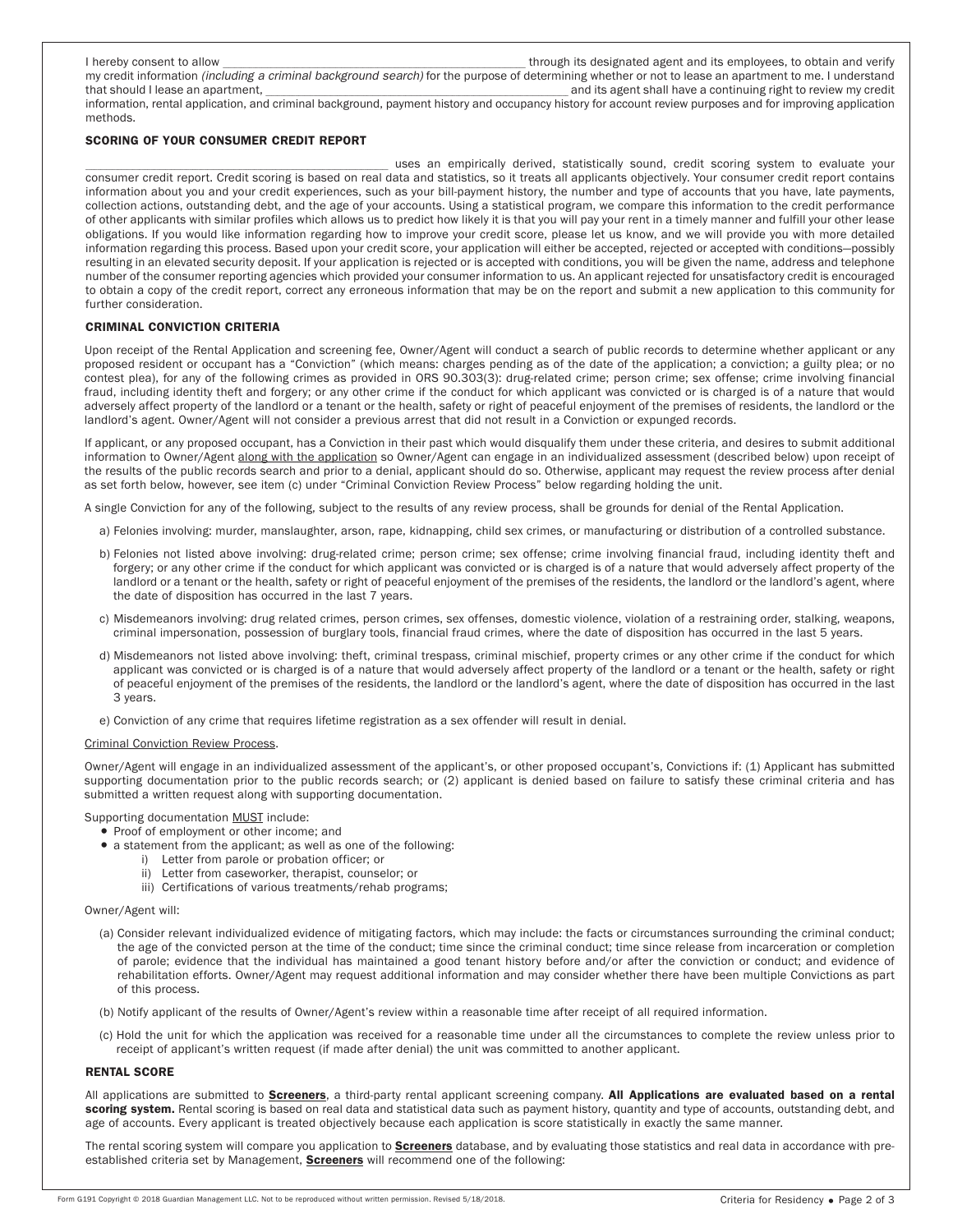I hereby consent to allow \_\_\_\_\_\_\_\_\_\_\_\_\_\_\_\_\_\_\_\_\_\_\_\_\_\_\_\_\_\_\_\_\_\_\_\_\_\_\_\_\_\_\_\_ through its designated agent and its employees, to obtain and verify my credit information *(including a criminal background search)* for the purpose of determining whether or not to lease an apartment to me. I understand that should I lease an apartment, \_\_\_\_\_\_\_\_\_\_\_\_\_\_\_\_\_\_\_\_\_\_\_\_\_\_\_\_\_\_\_\_\_\_\_\_\_\_\_\_\_\_\_\_ and its agent shall have a continuing right to review my credit information, rental application, and criminal background, payment history and occupancy history for account review purposes and for improving application methods.

## SCORING OF YOUR CONSUMER CREDIT REPORT

\_\_\_\_\_\_\_\_\_\_\_\_\_\_\_\_\_\_\_\_\_\_\_\_\_\_\_\_\_\_\_\_\_\_\_\_\_\_\_\_\_\_\_\_ uses an empirically derived, statistically sound, credit scoring system to evaluate your consumer credit report. Credit scoring is based on real data and statistics, so it treats all applicants objectively. Your consumer credit report contains information about you and your credit experiences, such as your bill-payment history, the number and type of accounts that you have, late payments, collection actions, outstanding debt, and the age of your accounts. Using a statistical program, we compare this information to the credit performance of other applicants with similar profiles which allows us to predict how likely it is that you will pay your rent in a timely manner and fulfill your other lease obligations. If you would like information regarding how to improve your credit score, please let us know, and we will provide you with more detailed information regarding this process. Based upon your credit score, your application will either be accepted, rejected or accepted with conditions—possibly resulting in an elevated security deposit. If your application is rejected or is accepted with conditions, you will be given the name, address and telephone number of the consumer reporting agencies which provided your consumer information to us. An applicant rejected for unsatisfactory credit is encouraged to obtain a copy of the credit report, correct any erroneous information that may be on the report and submit a new application to this community for further consideration.

## CRIMINAL CONVICTION CRITERIA

Upon receipt of the Rental Application and screening fee, Owner/Agent will conduct a search of public records to determine whether applicant or any proposed resident or occupant has a "Conviction" (which means: charges pending as of the date of the application; a conviction; a guilty plea; or no contest plea), for any of the following crimes as provided in ORS 90.303(3): drug-related crime; person crime; sex offense; crime involving financial fraud, including identity theft and forgery; or any other crime if the conduct for which applicant was convicted or is charged is of a nature that would adversely affect property of the landlord or a tenant or the health, safety or right of peaceful enjoyment of the premises of residents, the landlord or the landlord's agent. Owner/Agent will not consider a previous arrest that did not result in a Conviction or expunged records.

If applicant, or any proposed occupant, has a Conviction in their past which would disqualify them under these criteria, and desires to submit additional information to Owner/Agent <u>along with the application</u> so Owner/Agent can engage in an individualized assessment (described below) upon receipt of the results of the public records search and prior to a denial, applicant should do so. Otherwise, applicant may request the review process after denial as set forth below, however, see item (c) under "Criminal Conviction Review Process" below regarding holding the unit.

A single Conviction for any of the following, subject to the results of any review process, shall be grounds for denial of the Rental Application.

a) Felonies involving: murder, manslaughter, arson, rape, kidnapping, child sex crimes, or manufacturing or distribution of a controlled substance.

b) Felonies not listed above involving: drug-related crime; person crime; sex offense; crime involving financial fraud, including identity theft and forgery; or any other crime if the conduct for which applicant was convicted or is charged is of a nature that would adversely affect property of the landlord or a tenant or the health, safety or right of peaceful enjoyment of the premises of the residents, the landlord or the landlord's agent, where the date of disposition has occurred in the last 7 years.

c) Misdemeanors involving: drug related crimes, person crimes, sex offenses, domestic violence, violation of a restraining order, stalking, weapons, criminal impersonation, possession of burglary tools, financial fraud crimes, where the date of disposition has occurred in the last 5 years.

d) Misdemeanors not listed above involving: theft, criminal trespass, criminal mischief, property crimes or any other crime if the conduct for which applicant was convicted or is charged is of a nature that would adversely affect property of the landlord or a tenant or the health, safety or right of peaceful enjoyment of the premises of the residents, the landlord or the landlord's agent, where the date of disposition has occurred in the last 3 years.

e) Conviction of any crime that requires lifetime registration as a sex offender will result in denial.

<u>Criminal Conviction Review Process</u>.

Owner/Agent will engage in an individualized assessment of the applicant's, or other proposed occupant's, Convictions if: (1) Applicant has submitted supporting documentation prior to the public records search; or (2) applicant is denied based on failure to satisfy these criminal criteria and has submitted a written request along with supporting documentation.

Supporting documentation <u>MUST</u> include:

- Proof of employment or other income; and
- a statement from the applicant; as well as one of the following:
  - i) Letter from parole or probation officer; or
  - ii) Letter from caseworker, therapist, counselor; or
  - iii) Certifications of various treatments/rehab programs;

Owner/Agent will:

(a) Consider relevant individualized evidence of mitigating factors, which may include: the facts or circumstances surrounding the criminal conduct; the age of the convicted person at the time of the conduct; time since the criminal conduct; time since release from incarceration or completion of parole; evidence that the individual has maintained a good tenant history before and/or after the conviction or conduct; and evidence of rehabilitation efforts. Owner/Agent may request additional information and may consider whether there have been multiple Convictions as part of this process.

(b) Notify applicant of the results of Owner/Agent's review within a reasonable time after receipt of all required information.

(c) Hold the unit for which the application was received for a reasonable time under all the circumstances to complete the review unless prior to receipt of applicant's written request (if made after denial) the unit was committed to another applicant.

## RENTAL SCORE

All applications are submitted to <u>**Screeners**</u>, a third-party rental applicant screening company. **All Applications are evaluated based on a rental scoring system.** Rental scoring is based on real data and statistical data such as payment history, quantity and type of accounts, outstanding debt, and age of accounts. Every applicant is treated objectively because each application is score statistically in exactly the same manner.

The rental scoring system will compare you application to <u>**Screeners**</u> database, and by evaluating those statistics and real data in accordance with pre-established criteria set by Management, <u>**Screeners**</u> will recommend one of the following: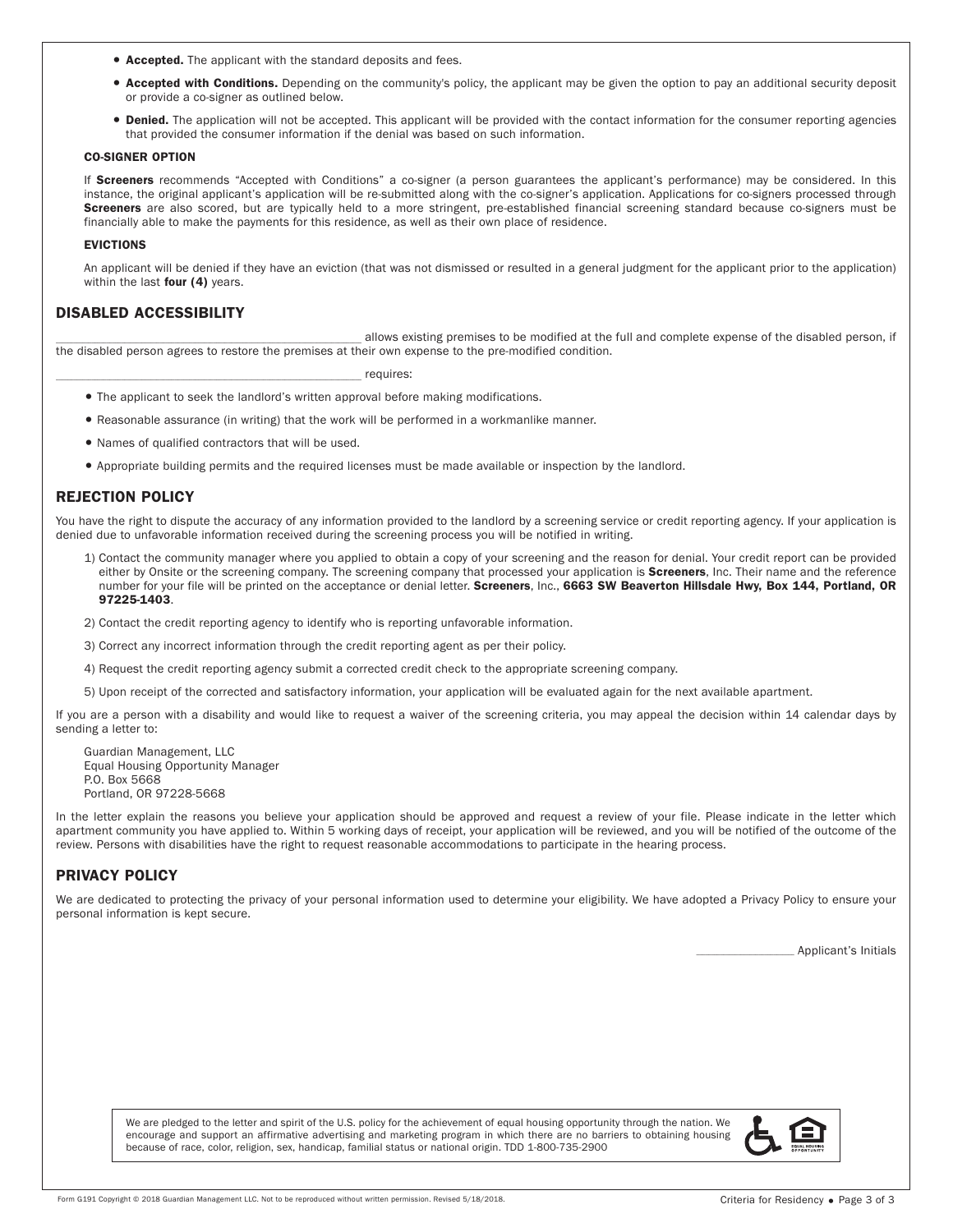- **Accepted.** The applicant with the standard deposits and fees.
- **Accepted with Conditions.** Depending on the community's policy, the applicant may be given the option to pay an additional security deposit or provide a co-signer as outlined below.
- **Denied.** The application will not be accepted. This applicant will be provided with the contact information for the consumer reporting agencies that provided the consumer information if the denial was based on such information.

#### CO-SIGNER OPTION

If **Screeners** recommends "Accepted with Conditions" a co-signer (a person guarantees the applicant's performance) may be considered. In this instance, the original applicant's application will be re-submitted along with the co-signer's application. Applications for co-signers processed through **Screeners** are also scored, but are typically held to a more stringent, pre-established financial screening standard because co-signers must be financially able to make the payments for this residence, as well as their own place of residence.

#### EVICTIONS

An applicant will be denied if they have an eviction (that was not dismissed or resulted in a general judgment for the applicant prior to the application) within the last **four (4)** years.

## DISABLED ACCESSIBILITY

_______________________________________________ allows existing premises to be modified at the full and complete expense of the disabled person, if the disabled person agrees to restore the premises at their own expense to the pre-modified condition.

_______________________________________________ requires:

- The applicant to seek the landlord's written approval before making modifications.
- Reasonable assurance (in writing) that the work will be performed in a workmanlike manner.
- Names of qualified contractors that will be used.
- Appropriate building permits and the required licenses must be made available or inspection by the landlord.

## REJECTION POLICY

You have the right to dispute the accuracy of any information provided to the landlord by a screening service or credit reporting agency. If your application is denied due to unfavorable information received during the screening process you will be notified in writing.

1) Contact the community manager where you applied to obtain a copy of your screening and the reason for denial. Your credit report can be provided either by Onsite or the screening company. The screening company that processed your application is **Screeners**, Inc. Their name and the reference number for your file will be printed on the acceptance or denial letter. **Screeners**, Inc., **6663 SW Beaverton Hillsdale Hwy, Box 144, Portland, OR 97225-1403**.
2) Contact the credit reporting agency to identify who is reporting unfavorable information.
3) Correct any incorrect information through the credit reporting agent as per their policy.
4) Request the credit reporting agency submit a corrected credit check to the appropriate screening company.
5) Upon receipt of the corrected and satisfactory information, your application will be evaluated again for the next available apartment.

If you are a person with a disability and would like to request a waiver of the screening criteria, you may appeal the decision within 14 calendar days by sending a letter to:

Guardian Management, LLC
Equal Housing Opportunity Manager
P.O. Box 5668
Portland, OR 97228-5668

In the letter explain the reasons you believe your application should be approved and request a review of your file. Please indicate in the letter which apartment community you have applied to. Within 5 working days of receipt, your application will be reviewed, and you will be notified of the outcome of the review. Persons with disabilities have the right to request reasonable accommodations to participate in the hearing process.

## PRIVACY POLICY

We are dedicated to protecting the privacy of your personal information used to determine your eligibility. We have adopted a Privacy Policy to ensure your personal information is kept secure.

_______________ Applicant's Initials

We are pledged to the letter and spirit of the U.S. policy for the achievement of equal housing opportunity through the nation. We encourage and support an affirmative advertising and marketing program in which there are no barriers to obtaining housing because of race, color, religion, sex, handicap, familial status or national origin. TDD 1-800-735-2900

Form G191 Copyright © 2018 Guardian Management LLC. Not to be reproduced without written permission. Revised 5/18/2018.